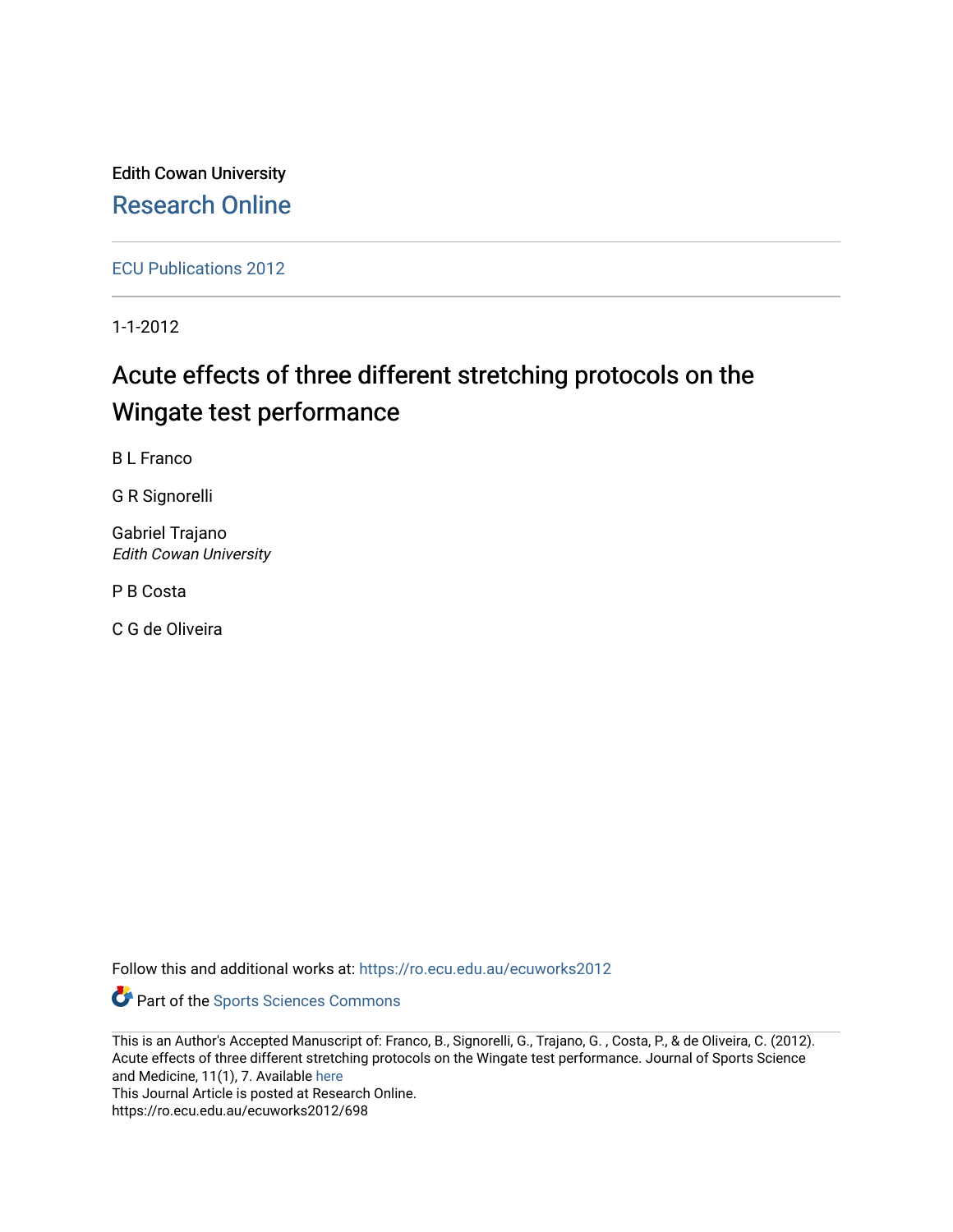Edith Cowan University

Research Online

ECU Publications 2012

1-1-2012

# Acute effects of three different stretching protocols on the Wingate test performance

B L Franco

G R Signorelli

Gabriel Trajano
*Edith Cowan University*

P B Costa

C G de Oliveira

Follow this and additional works at: https://ro.ecu.edu.au/ecuworks2012

Part of the Sports Sciences Commons

This is an Author's Accepted Manuscript of: Franco, B., Signorelli, G., Trajano, G. , Costa, P., & de Oliveira, C. (2012). Acute effects of three different stretching protocols on the Wingate test performance. Journal of Sports Science and Medicine, 11(1), 7. Available here
This Journal Article is posted at Research Online.
https://ro.ecu.edu.au/ecuworks2012/698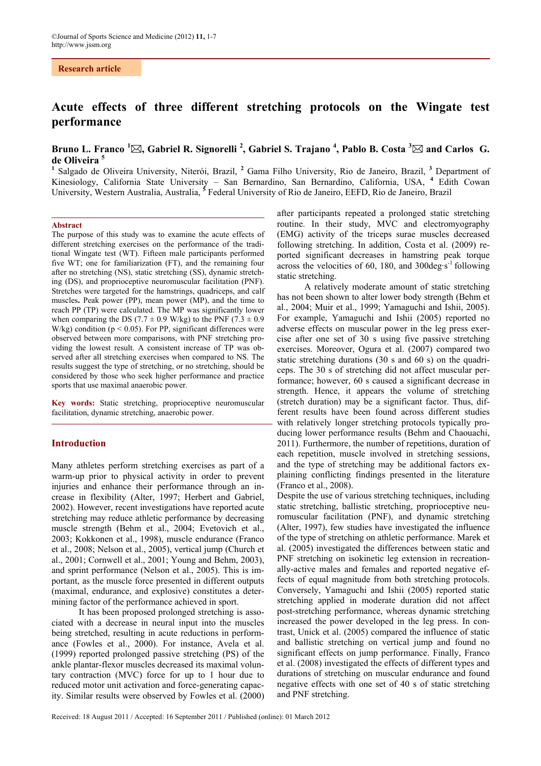# Acute effects of three different stretching protocols on the Wingate test performance

**Bruno L. Franco [1]✉, Gabriel R. Signorelli [2], Gabriel S. Trajano [4], Pablo B. Costa [3]✉ and Carlos G. de Oliveira [5]**

[1] Salgado de Oliveira University, Niterói, Brazil, [2] Gama Filho University, Rio de Janeiro, Brazil, [3] Department of Kinesiology, California State University – San Bernardino, San Bernardino, California, USA, [4] Edith Cowan University, Western Australia, Australia, [5] Federal University of Rio de Janeiro, EEFD, Rio de Janeiro, Brazil

## Abstract

The purpose of this study was to examine the acute effects of different stretching exercises on the performance of the traditional Wingate test (WT). Fifteen male participants performed five WT; one for familiarization (FT), and the remaining four after no stretching (NS), static stretching (SS), dynamic stretching (DS), and proprioceptive neuromuscular facilitation (PNF). Stretches were targeted for the hamstrings, quadriceps, and calf muscles**.** Peak power (PP), mean power (MP), and the time to reach PP (TP) were calculated. The MP was significantly lower when comparing the DS (7.7 ± 0.9 W/kg) to the PNF (7.3 ± 0.9 W/kg) condition ($p < 0.05$). For PP, significant differences were observed between more comparisons, with PNF stretching providing the lowest result. A consistent increase of TP was observed after all stretching exercises when compared to NS. The results suggest the type of stretching, or no stretching, should be considered by those who seek higher performance and practice sports that use maximal anaerobic power.

**Key words:** Static stretching, proprioceptive neuromuscular facilitation, dynamic stretching, anaerobic power.

## Introduction

Many athletes perform stretching exercises as part of a warm-up prior to physical activity in order to prevent injuries and enhance their performance through an increase in flexibility (Alter, 1997; Herbert and Gabriel, 2002). However, recent investigations have reported acute stretching may reduce athletic performance by decreasing muscle strength (Behm et al., 2004; Evetovich et al., 2003; Kokkonen et al., 1998), muscle endurance (Franco et al., 2008; Nelson et al., 2005), vertical jump (Church et al., 2001; Cornwell et al., 2001; Young and Behm, 2003), and sprint performance (Nelson et al., 2005). This is important, as the muscle force presented in different outputs (maximal, endurance, and explosive) constitutes a determining factor of the performance achieved in sport.

It has been proposed prolonged stretching is associated with a decrease in neural input into the muscles being stretched, resulting in acute reductions in performance (Fowles et al., 2000). For instance, Avela et al. (1999) reported prolonged passive stretching (PS) of the ankle plantar-flexor muscles decreased its maximal voluntary contraction (MVC) force for up to 1 hour due to reduced motor unit activation and force-generating capacity. Similar results were observed by Fowles et al. (2000) after participants repeated a prolonged static stretching routine. In their study, MVC and electromyography (EMG) activity of the triceps surae muscles decreased following stretching. In addition, Costa et al. (2009) reported significant decreases in hamstring peak torque across the velocities of 60, 180, and 300deg·s$^{-1}$ following static stretching.

A relatively moderate amount of static stretching has not been shown to alter lower body strength (Behm et al., 2004; Muir et al., 1999; Yamaguchi and Ishii, 2005). For example, Yamaguchi and Ishii (2005) reported no adverse effects on muscular power in the leg press exercise after one set of 30 s using five passive stretching exercises. Moreover, Ogura et al. (2007) compared two static stretching durations (30 s and 60 s) on the quadriceps. The 30 s of stretching did not affect muscular performance; however, 60 s caused a significant decrease in strength. Hence, it appears the volume of stretching (stretch duration) may be a significant factor. Thus, different results have been found across different studies with relatively longer stretching protocols typically producing lower performance results (Behm and Chaouachi, 2011). Furthermore, the number of repetitions, duration of each repetition, muscle involved in stretching sessions, and the type of stretching may be additional factors explaining conflicting findings presented in the literature (Franco et al., 2008).

Despite the use of various stretching techniques, including static stretching, ballistic stretching, proprioceptive neuromuscular facilitation (PNF), and dynamic stretching (Alter, 1997), few studies have investigated the influence of the type of stretching on athletic performance. Marek et al. (2005) investigated the differences between static and PNF stretching on isokinetic leg extension in recreationally-active males and females and reported negative effects of equal magnitude from both stretching protocols. Conversely, Yamaguchi and Ishii (2005) reported static stretching applied in moderate duration did not affect post-stretching performance, whereas dynamic stretching increased the power developed in the leg press. In contrast, Unick et al. (2005) compared the influence of static and ballistic stretching on vertical jump and found no significant effects on jump performance. Finally, Franco et al. (2008) investigated the effects of different types and durations of stretching on muscular endurance and found negative effects with one set of 40 s of static stretching and PNF stretching.

Received: 18 August 2011 / Accepted: 16 September 2011 / Published (online): 01 March 2012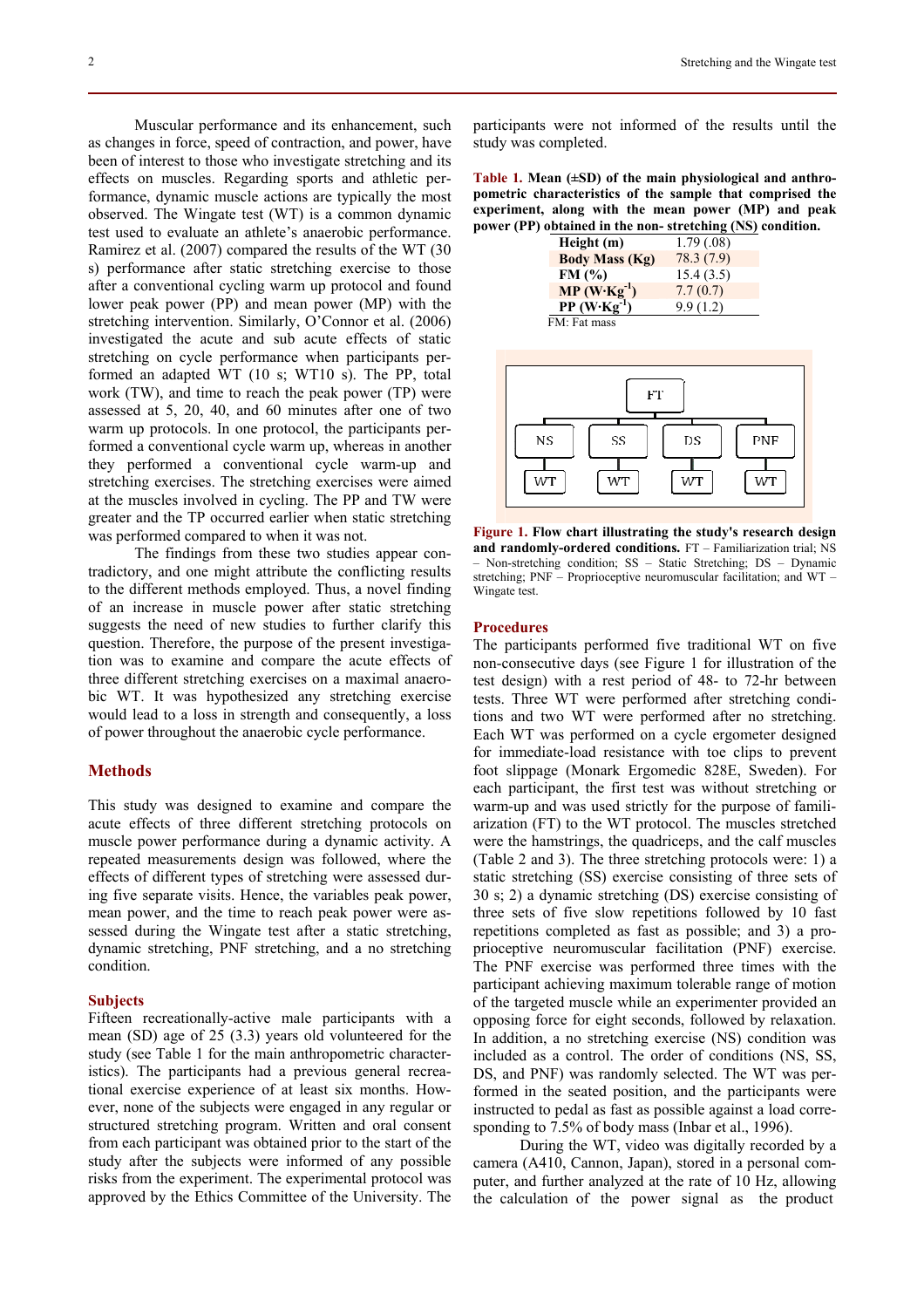Muscular performance and its enhancement, such as changes in force, speed of contraction, and power, have been of interest to those who investigate stretching and its effects on muscles. Regarding sports and athletic performance, dynamic muscle actions are typically the most observed. The Wingate test (WT) is a common dynamic test used to evaluate an athlete's anaerobic performance. Ramirez et al. (2007) compared the results of the WT (30 s) performance after static stretching exercise to those after a conventional cycling warm up protocol and found lower peak power (PP) and mean power (MP) with the stretching intervention. Similarly, O'Connor et al. (2006) investigated the acute and sub acute effects of static stretching on cycle performance when participants performed an adapted WT (10 s; WT10 s). The PP, total work (TW), and time to reach the peak power (TP) were assessed at 5, 20, 40, and 60 minutes after one of two warm up protocols. In one protocol, the participants performed a conventional cycle warm up, whereas in another they performed a conventional cycle warm-up and stretching exercises. The stretching exercises were aimed at the muscles involved in cycling. The PP and TW were greater and the TP occurred earlier when static stretching was performed compared to when it was not.

The findings from these two studies appear contradictory, and one might attribute the conflicting results to the different methods employed. Thus, a novel finding of an increase in muscle power after static stretching suggests the need of new studies to further clarify this question. Therefore, the purpose of the present investigation was to examine and compare the acute effects of three different stretching exercises on a maximal anaerobic WT. It was hypothesized any stretching exercise would lead to a loss in strength and consequently, a loss of power throughout the anaerobic cycle performance.

## Methods

This study was designed to examine and compare the acute effects of three different stretching protocols on muscle power performance during a dynamic activity. A repeated measurements design was followed, where the effects of different types of stretching were assessed during five separate visits. Hence, the variables peak power, mean power, and the time to reach peak power were assessed during the Wingate test after a static stretching, dynamic stretching, PNF stretching, and a no stretching condition.

### Subjects

Fifteen recreationally-active male participants with a mean (SD) age of 25 (3.3) years old volunteered for the study (see Table 1 for the main anthropometric characteristics). The participants had a previous general recreational exercise experience of at least six months. However, none of the subjects were engaged in any regular or structured stretching program. Written and oral consent from each participant was obtained prior to the start of the study after the subjects were informed of any possible risks from the experiment. The experimental protocol was approved by the Ethics Committee of the University. The participants were not informed of the results until the study was completed.

**Table 1. Mean (±SD) of the main physiological and anthropometric characteristics of the sample that comprised the experiment, along with the mean power (MP) and peak power (PP) obtained in the non- stretching (NS) condition.**

| | |
|---|---|
| **Height (m)** | 1.79 (.08) |
| **Body Mass (Kg)** | 78.3 (7.9) |
| **FM (%)** | 15.4 (3.5) |
| **MP ($W \cdot Kg^{-1}$)** | 7.7 (0.7) |
| **PP ($W \cdot Kg^{-1}$)** | 9.9 (1.2) |

FM: Fat mass

FT → NS, SS, DS, PNF → WT, WT, WT, WT

**Figure 1. Flow chart illustrating the study's research design and randomly-ordered conditions.** FT – Familiarization trial; NS – Non-stretching condition; SS – Static Stretching; DS – Dynamic stretching; PNF – Proprioceptive neuromuscular facilitation; and WT – Wingate test.

### Procedures

The participants performed five traditional WT on five non-consecutive days (see Figure 1 for illustration of the test design) with a rest period of 48- to 72-hr between tests. Three WT were performed after stretching conditions and two WT were performed after no stretching. Each WT was performed on a cycle ergometer designed for immediate-load resistance with toe clips to prevent foot slippage (Monark Ergomedic 828E, Sweden). For each participant, the first test was without stretching or warm-up and was used strictly for the purpose of familiarization (FT) to the WT protocol. The muscles stretched were the hamstrings, the quadriceps, and the calf muscles (Table 2 and 3). The three stretching protocols were: 1) a static stretching (SS) exercise consisting of three sets of 30 s; 2) a dynamic stretching (DS) exercise consisting of three sets of five slow repetitions followed by 10 fast repetitions completed as fast as possible; and 3) a proprioceptive neuromuscular facilitation (PNF) exercise. The PNF exercise was performed three times with the participant achieving maximum tolerable range of motion of the targeted muscle while an experimenter provided an opposing force for eight seconds, followed by relaxation. In addition, a no stretching exercise (NS) condition was included as a control. The order of conditions (NS, SS, DS, and PNF) was randomly selected. The WT was performed in the seated position, and the participants were instructed to pedal as fast as possible against a load corresponding to 7.5% of body mass (Inbar et al., 1996).

During the WT, video was digitally recorded by a camera (A410, Cannon, Japan), stored in a personal computer, and further analyzed at the rate of 10 Hz, allowing the calculation of the power signal as the product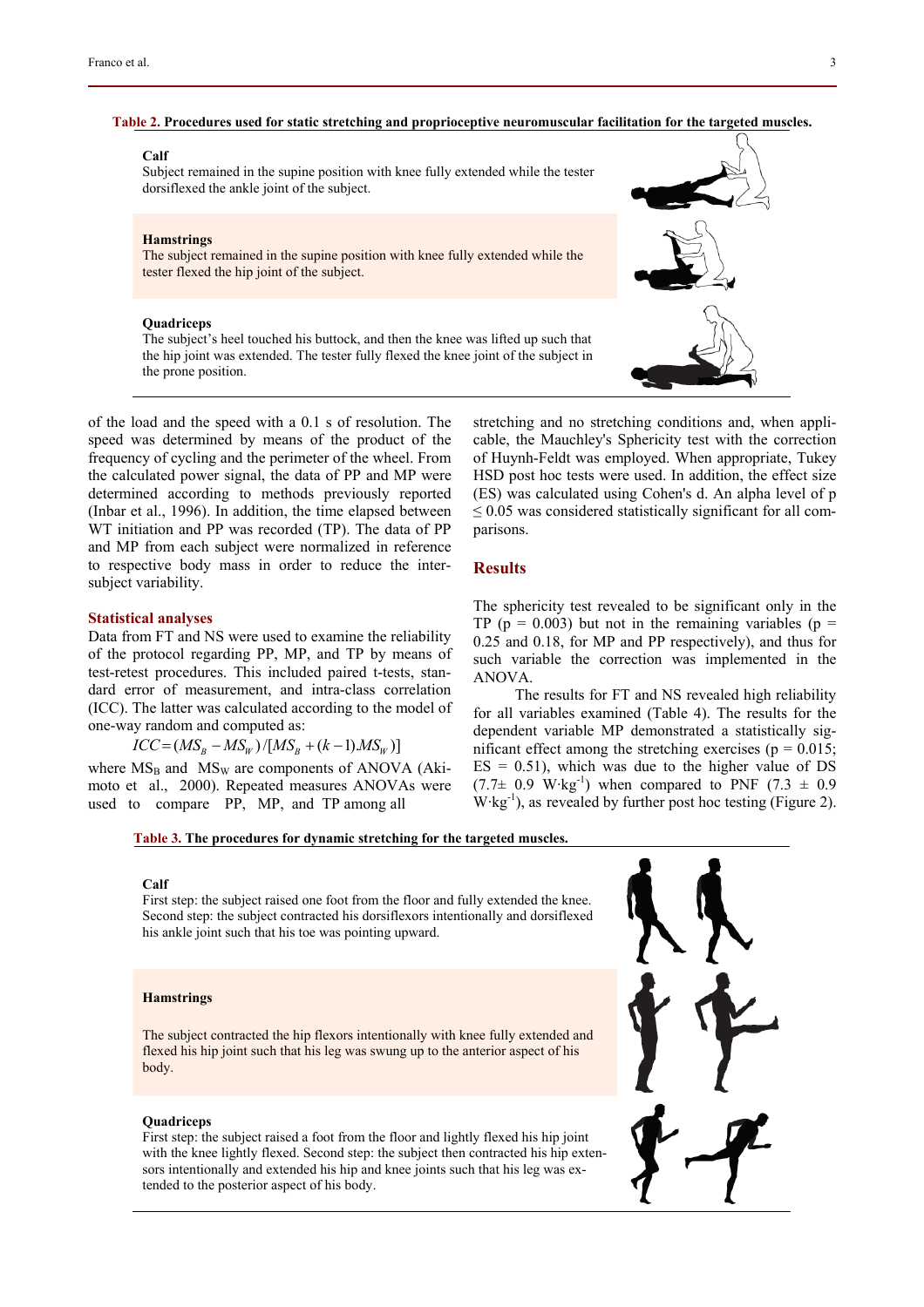**Table 2. Procedures used for static stretching and proprioceptive neuromuscular facilitation for the targeted muscles.**

| Muscle | Procedure |
|---|---|
| **Calf** | Subject remained in the supine position with knee fully extended while the tester dorsiflexed the ankle joint of the subject. |
| **Hamstrings** | The subject remained in the supine position with knee fully extended while the tester flexed the hip joint of the subject. |
| **Quadriceps** | The subject's heel touched his buttock, and then the knee was lifted up such that the hip joint was extended. The tester fully flexed the knee joint of the subject in the prone position. |

of the load and the speed with a 0.1 s of resolution. The speed was determined by means of the product of the frequency of cycling and the perimeter of the wheel. From the calculated power signal, the data of PP and MP were determined according to methods previously reported (Inbar et al., 1996). In addition, the time elapsed between WT initiation and PP was recorded (TP). The data of PP and MP from each subject were normalized in reference to respective body mass in order to reduce the inter-subject variability.

### Statistical analyses

Data from FT and NS were used to examine the reliability of the protocol regarding PP, MP, and TP by means of test-retest procedures. This included paired t-tests, standard error of measurement, and intra-class correlation (ICC). The latter was calculated according to the model of one-way random and computed as:

$$ICC = (MS_B - MS_W)/[MS_B + (k-1).MS_W)]$$

where $MS_B$ and $MS_W$ are components of ANOVA (Akimoto et al., 2000). Repeated measures ANOVAs were used to compare PP, MP, and TP among all stretching and no stretching conditions and, when applicable, the Mauchley's Sphericity test with the correction of Huynh-Feldt was employed. When appropriate, Tukey HSD post hoc tests were used. In addition, the effect size (ES) was calculated using Cohen's d. An alpha level of $p \leq 0.05$ was considered statistically significant for all comparisons.

## Results

The sphericity test revealed to be significant only in the TP ($p = 0.003$) but not in the remaining variables ($p = 0.25$ and $0.18$, for MP and PP respectively), and thus for such variable the correction was implemented in the ANOVA.

The results for FT and NS revealed high reliability for all variables examined (Table 4). The results for the dependent variable MP demonstrated a statistically significant effect among the stretching exercises ($p = 0.015$; ES = 0.51), which was due to the higher value of DS ($7.7 \pm 0.9$ $W \cdot kg^{-1}$) when compared to PNF ($7.3 \pm 0.9$ $W \cdot kg^{-1}$), as revealed by further post hoc testing (Figure 2).

**Table 3. The procedures for dynamic stretching for the targeted muscles.**

| Muscle | Procedure |
|---|---|
| **Calf** | First step: the subject raised one foot from the floor and fully extended the knee. Second step: the subject contracted his dorsiflexors intentionally and dorsiflexed his ankle joint such that his toe was pointing upward. |
| **Hamstrings** | The subject contracted the hip flexors intentionally with knee fully extended and flexed his hip joint such that his leg was swung up to the anterior aspect of his body. |
| **Quadriceps** | First step: the subject raised a foot from the floor and lightly flexed his hip joint with the knee lightly flexed. Second step: the subject then contracted his hip extensors intentionally and extended his hip and knee joints such that his leg was extended to the posterior aspect of his body. |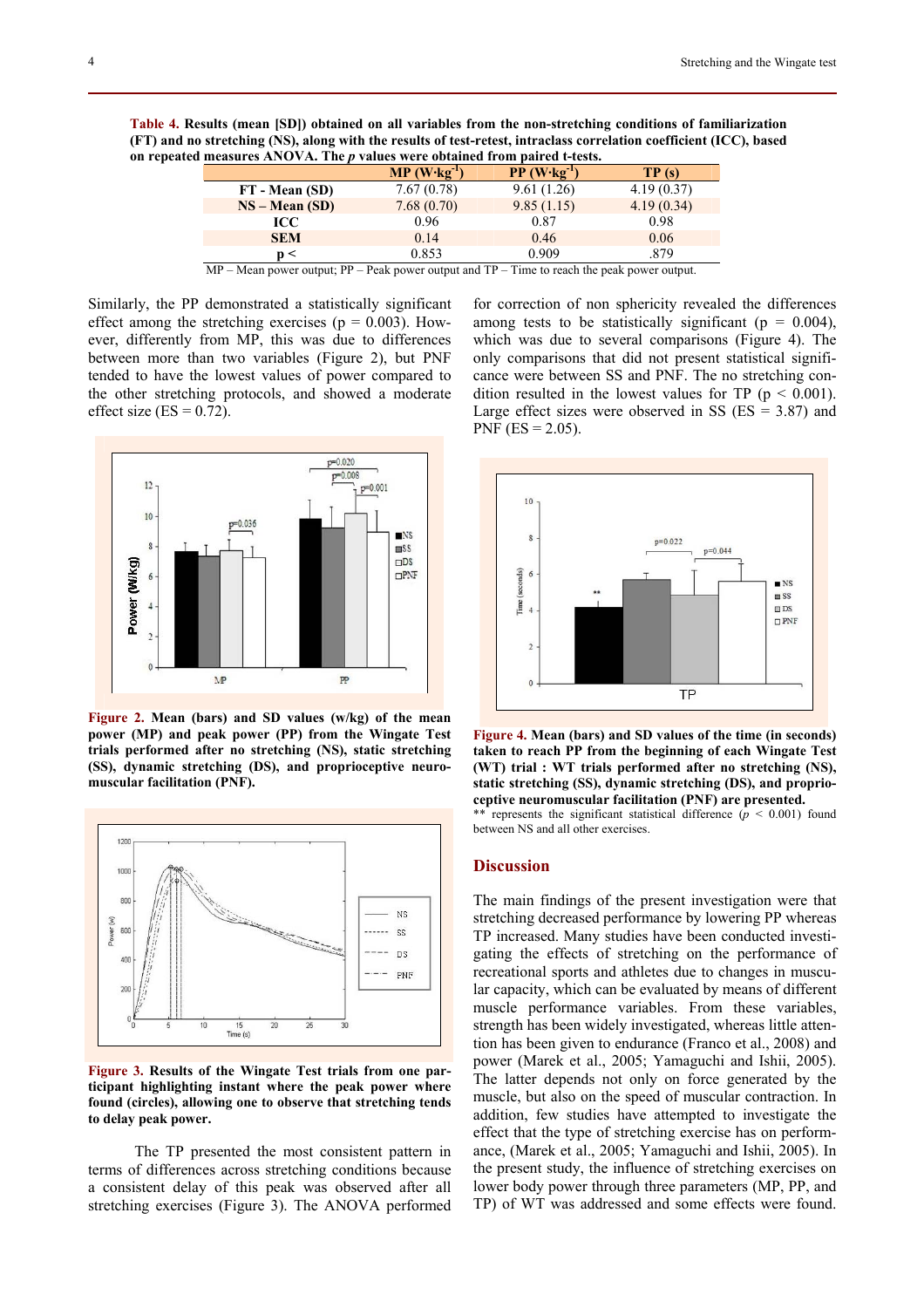**Table 4. Results (mean [SD]) obtained on all variables from the non-stretching conditions of familiarization (FT) and no stretching (NS), along with the results of test-retest, intraclass correlation coefficient (ICC), based on repeated measures ANOVA. The *p* values were obtained from paired t-tests.**

| | MP ($W\cdot kg^{-1}$) | PP ($W\cdot kg^{-1}$) | TP (s) |
|---|---|---|---|
| **FT - Mean (SD)** | 7.67 (0.78) | 9.61 (1.26) | 4.19 (0.37) |
| **NS – Mean (SD)** | 7.68 (0.70) | 9.85 (1.15) | 4.19 (0.34) |
| **ICC** | 0.96 | 0.87 | 0.98 |
| **SEM** | 0.14 | 0.46 | 0.06 |
| **p <** | 0.853 | 0.909 | .879 |

MP – Mean power output; PP – Peak power output and TP – Time to reach the peak power output.

Similarly, the PP demonstrated a statistically significant effect among the stretching exercises ($p = 0.003$). However, differently from MP, this was due to differences between more than two variables (Figure 2), but PNF tended to have the lowest values of power compared to the other stretching protocols, and showed a moderate effect size (ES = 0.72).

**Figure 2. Mean (bars) and SD values (w/kg) of the mean power (MP) and peak power (PP) from the Wingate Test trials performed after no stretching (NS), static stretching (SS), dynamic stretching (DS), and proprioceptive neuromuscular facilitation (PNF).**

**Figure 3. Results of the Wingate Test trials from one participant highlighting instant where the peak power where found (circles), allowing one to observe that stretching tends to delay peak power.**

The TP presented the most consistent pattern in terms of differences across stretching conditions because a consistent delay of this peak was observed after all stretching exercises (Figure 3). The ANOVA performed for correction of non sphericity revealed the differences among tests to be statistically significant ($p = 0.004$), which was due to several comparisons (Figure 4). The only comparisons that did not present statistical significance were between SS and PNF. The no stretching condition resulted in the lowest values for TP ($p < 0.001$). Large effect sizes were observed in SS (ES = 3.87) and PNF (ES = 2.05).

**Figure 4. Mean (bars) and SD values of the time (in seconds) taken to reach PP from the beginning of each Wingate Test (WT) trial : WT trials performed after no stretching (NS), static stretching (SS), dynamic stretching (DS), and proprioceptive neuromuscular facilitation (PNF) are presented.**
\*\* represents the significant statistical difference ($p < 0.001$) found between NS and all other exercises.

## Discussion

The main findings of the present investigation were that stretching decreased performance by lowering PP whereas TP increased. Many studies have been conducted investigating the effects of stretching on the performance of recreational sports and athletes due to changes in muscular capacity, which can be evaluated by means of different muscle performance variables. From these variables, strength has been widely investigated, whereas little attention has been given to endurance (Franco et al., 2008) and power (Marek et al., 2005; Yamaguchi and Ishii, 2005). The latter depends not only on force generated by the muscle, but also on the speed of muscular contraction. In addition, few studies have attempted to investigate the effect that the type of stretching exercise has on performance, (Marek et al., 2005; Yamaguchi and Ishii, 2005). In the present study, the influence of stretching exercises on lower body power through three parameters (MP, PP, and TP) of WT was addressed and some effects were found.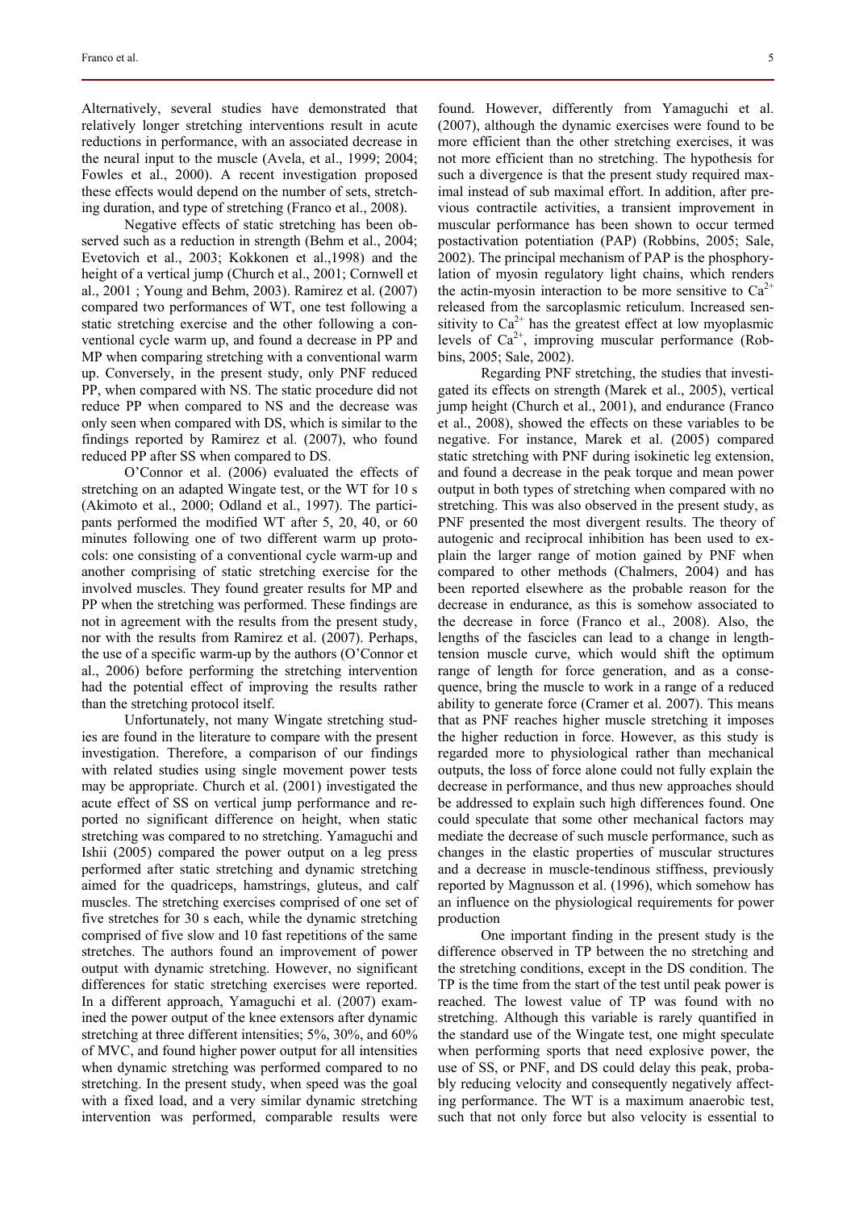Alternatively, several studies have demonstrated that relatively longer stretching interventions result in acute reductions in performance, with an associated decrease in the neural input to the muscle (Avela, et al., 1999; 2004; Fowles et al., 2000). A recent investigation proposed these effects would depend on the number of sets, stretching duration, and type of stretching (Franco et al., 2008).

Negative effects of static stretching has been observed such as a reduction in strength (Behm et al., 2004; Evetovich et al., 2003; Kokkonen et al.,1998) and the height of a vertical jump (Church et al., 2001; Cornwell et al., 2001 ; Young and Behm, 2003). Ramirez et al. (2007) compared two performances of WT, one test following a static stretching exercise and the other following a conventional cycle warm up, and found a decrease in PP and MP when comparing stretching with a conventional warm up. Conversely, in the present study, only PNF reduced PP, when compared with NS. The static procedure did not reduce PP when compared to NS and the decrease was only seen when compared with DS, which is similar to the findings reported by Ramirez et al. (2007), who found reduced PP after SS when compared to DS.

O'Connor et al. (2006) evaluated the effects of stretching on an adapted Wingate test, or the WT for 10 s (Akimoto et al., 2000; Odland et al., 1997). The participants performed the modified WT after 5, 20, 40, or 60 minutes following one of two different warm up protocols: one consisting of a conventional cycle warm-up and another comprising of static stretching exercise for the involved muscles. They found greater results for MP and PP when the stretching was performed. These findings are not in agreement with the results from the present study, nor with the results from Ramirez et al. (2007). Perhaps, the use of a specific warm-up by the authors (O'Connor et al., 2006) before performing the stretching intervention had the potential effect of improving the results rather than the stretching protocol itself.

Unfortunately, not many Wingate stretching studies are found in the literature to compare with the present investigation. Therefore, a comparison of our findings with related studies using single movement power tests may be appropriate. Church et al. (2001) investigated the acute effect of SS on vertical jump performance and reported no significant difference on height, when static stretching was compared to no stretching. Yamaguchi and Ishii (2005) compared the power output on a leg press performed after static stretching and dynamic stretching aimed for the quadriceps, hamstrings, gluteus, and calf muscles. The stretching exercises comprised of one set of five stretches for 30 s each, while the dynamic stretching comprised of five slow and 10 fast repetitions of the same stretches. The authors found an improvement of power output with dynamic stretching. However, no significant differences for static stretching exercises were reported. In a different approach, Yamaguchi et al. (2007) examined the power output of the knee extensors after dynamic stretching at three different intensities; 5%, 30%, and 60% of MVC, and found higher power output for all intensities when dynamic stretching was performed compared to no stretching. In the present study, when speed was the goal with a fixed load, and a very similar dynamic stretching intervention was performed, comparable results were found. However, differently from Yamaguchi et al. (2007), although the dynamic exercises were found to be more efficient than the other stretching exercises, it was not more efficient than no stretching. The hypothesis for such a divergence is that the present study required maximal instead of sub maximal effort. In addition, after previous contractile activities, a transient improvement in muscular performance has been shown to occur termed postactivation potentiation (PAP) (Robbins, 2005; Sale, 2002). The principal mechanism of PAP is the phosphorylation of myosin regulatory light chains, which renders the actin-myosin interaction to be more sensitive to $Ca^{2+}$ released from the sarcoplasmic reticulum. Increased sensitivity to $Ca^{2+}$ has the greatest effect at low myoplasmic levels of $Ca^{2+}$, improving muscular performance (Robbins, 2005; Sale, 2002).

Regarding PNF stretching, the studies that investigated its effects on strength (Marek et al., 2005), vertical jump height (Church et al., 2001), and endurance (Franco et al., 2008), showed the effects on these variables to be negative. For instance, Marek et al. (2005) compared static stretching with PNF during isokinetic leg extension, and found a decrease in the peak torque and mean power output in both types of stretching when compared with no stretching. This was also observed in the present study, as PNF presented the most divergent results. The theory of autogenic and reciprocal inhibition has been used to explain the larger range of motion gained by PNF when compared to other methods (Chalmers, 2004) and has been reported elsewhere as the probable reason for the decrease in endurance, as this is somehow associated to the decrease in force (Franco et al., 2008). Also, the lengths of the fascicles can lead to a change in length-tension muscle curve, which would shift the optimum range of length for force generation, and as a consequence, bring the muscle to work in a range of a reduced ability to generate force (Cramer et al. 2007). This means that as PNF reaches higher muscle stretching it imposes the higher reduction in force. However, as this study is regarded more to physiological rather than mechanical outputs, the loss of force alone could not fully explain the decrease in performance, and thus new approaches should be addressed to explain such high differences found. One could speculate that some other mechanical factors may mediate the decrease of such muscle performance, such as changes in the elastic properties of muscular structures and a decrease in muscle-tendinous stiffness, previously reported by Magnusson et al. (1996), which somehow has an influence on the physiological requirements for power production

One important finding in the present study is the difference observed in TP between the no stretching and the stretching conditions, except in the DS condition. The TP is the time from the start of the test until peak power is reached. The lowest value of TP was found with no stretching. Although this variable is rarely quantified in the standard use of the Wingate test, one might speculate when performing sports that need explosive power, the use of SS, or PNF, and DS could delay this peak, probably reducing velocity and consequently negatively affecting performance. The WT is a maximum anaerobic test, such that not only force but also velocity is essential to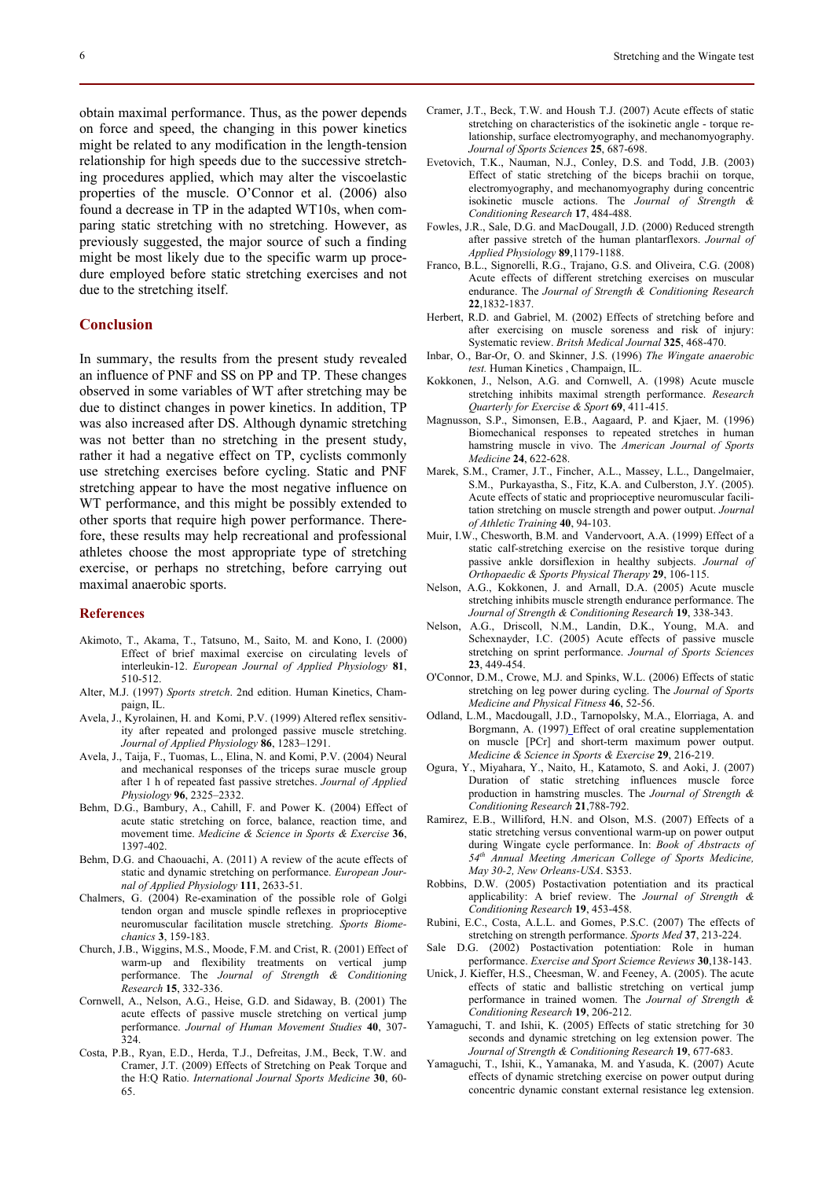obtain maximal performance. Thus, as the power depends on force and speed, the changing in this power kinetics might be related to any modification in the length-tension relationship for high speeds due to the successive stretching procedures applied, which may alter the viscoelastic properties of the muscle. O'Connor et al. (2006) also found a decrease in TP in the adapted WT10s, when comparing static stretching with no stretching. However, as previously suggested, the major source of such a finding might be most likely due to the specific warm up procedure employed before static stretching exercises and not due to the stretching itself.

## Conclusion

In summary, the results from the present study revealed an influence of PNF and SS on PP and TP. These changes observed in some variables of WT after stretching may be due to distinct changes in power kinetics. In addition, TP was also increased after DS. Although dynamic stretching was not better than no stretching in the present study, rather it had a negative effect on TP, cyclists commonly use stretching exercises before cycling. Static and PNF stretching appear to have the most negative influence on WT performance, and this might be possibly extended to other sports that require high power performance. Therefore, these results may help recreational and professional athletes choose the most appropriate type of stretching exercise, or perhaps no stretching, before carrying out maximal anaerobic sports.

## References

Akimoto, T., Akama, T., Tatsuno, M., Saito, M. and Kono, I. (2000) Effect of brief maximal exercise on circulating levels of interleukin-12. *European Journal of Applied Physiology* **81**, 510-512.

Alter, M.J. (1997) *Sports stretch*. 2nd edition. Human Kinetics, Champaign, IL.

Avela, J., Kyrolainen, H. and Komi, P.V. (1999) Altered reflex sensitivity after repeated and prolonged passive muscle stretching. *Journal of Applied Physiology* **86**, 1283–1291.

Avela, J., Taija, F., Tuomas, L., Elina, N. and Komi, P.V. (2004) Neural and mechanical responses of the triceps surae muscle group after 1 h of repeated fast passive stretches. *Journal of Applied Physiology* **96**, 2325–2332.

Behm, D.G., Bambury, A., Cahill, F. and Power K. (2004) Effect of acute static stretching on force, balance, reaction time, and movement time. *Medicine & Science in Sports & Exercise* **36**, 1397-402.

Behm, D.G. and Chaouachi, A. (2011) A review of the acute effects of static and dynamic stretching on performance. *European Journal of Applied Physiology* **111**, 2633-51.

Chalmers, G. (2004) Re-examination of the possible role of Golgi tendon organ and muscle spindle reflexes in proprioceptive neuromuscular facilitation muscle stretching. *Sports Biomechanics* **3**, 159-183.

Church, J.B., Wiggins, M.S., Moode, F.M. and Crist, R. (2001) Effect of warm-up and flexibility treatments on vertical jump performance. The *Journal of Strength & Conditioning Research* **15**, 332-336.

Cornwell, A., Nelson, A.G., Heise, G.D. and Sidaway, B. (2001) The acute effects of passive muscle stretching on vertical jump performance. *Journal of Human Movement Studies* **40**, 307-324.

Costa, P.B., Ryan, E.D., Herda, T.J., Defreitas, J.M., Beck, T.W. and Cramer, J.T. (2009) Effects of Stretching on Peak Torque and the H:Q Ratio. *International Journal Sports Medicine* **30**, 60-65.

Cramer, J.T., Beck, T.W. and Housh T.J. (2007) Acute effects of static stretching on characteristics of the isokinetic angle - torque relationship, surface electromyography, and mechanomyography. *Journal of Sports Sciences* **25**, 687-698.

Evetovich, T.K., Nauman, N.J., Conley, D.S. and Todd, J.B. (2003) Effect of static stretching of the biceps brachii on torque, electromyography, and mechanomyography during concentric isokinetic muscle actions. The *Journal of Strength & Conditioning Research* **17**, 484-488.

Fowles, J.R., Sale, D.G. and MacDougall, J.D. (2000) Reduced strength after passive stretch of the human plantarflexors. *Journal of Applied Physiology* **89**,1179-1188.

Franco, B.L., Signorelli, R.G., Trajano, G.S. and Oliveira, C.G. (2008) Acute effects of different stretching exercises on muscular endurance. The *Journal of Strength & Conditioning Research* **22**,1832-1837.

Herbert, R.D. and Gabriel, M. (2002) Effects of stretching before and after exercising on muscle soreness and risk of injury: Systematic review. *Britsh Medical Journal* **325**, 468-470.

Inbar, O., Bar-Or, O. and Skinner, J.S. (1996) *The Wingate anaerobic test.* Human Kinetics , Champaign, IL.

Kokkonen, J., Nelson, A.G. and Cornwell, A. (1998) Acute muscle stretching inhibits maximal strength performance. *Research Quarterly for Exercise & Sport* **69**, 411-415.

Magnusson, S.P., Simonsen, E.B., Aagaard, P. and Kjaer, M. (1996) Biomechanical responses to repeated stretches in human hamstring muscle in vivo. The *American Journal of Sports Medicine* **24**, 622-628.

Marek, S.M., Cramer, J.T., Fincher, A.L., Massey, L.L., Dangelmaier, S.M., Purkayastha, S., Fitz, K.A. and Culberston, J.Y. (2005). Acute effects of static and proprioceptive neuromuscular facilitation stretching on muscle strength and power output. *Journal of Athletic Training* **40**, 94-103.

Muir, I.W., Chesworth, B.M. and Vandervoort, A.A. (1999) Effect of a static calf-stretching exercise on the resistive torque during passive ankle dorsiflexion in healthy subjects. *Journal of Orthopaedic & Sports Physical Therapy* **29**, 106-115.

Nelson, A.G., Kokkonen, J. and Arnall, D.A. (2005) Acute muscle stretching inhibits muscle strength endurance performance. The *Journal of Strength & Conditioning Research* **19**, 338-343.

Nelson, A.G., Driscoll, N.M., Landin, D.K., Young, M.A. and Schexnayder, I.C. (2005) Acute effects of passive muscle stretching on sprint performance. *Journal of Sports Sciences* **23**, 449-454.

O'Connor, D.M., Crowe, M.J. and Spinks, W.L. (2006) Effects of static stretching on leg power during cycling. The *Journal of Sports Medicine and Physical Fitness* **46**, 52-56.

Odland, L.M., Macdougall, J.D., Tarnopolsky, M.A., Elorriaga, A. and Borgmann, A. (1997) Effect of oral creatine supplementation on muscle [PCr] and short-term maximum power output. *Medicine & Science in Sports & Exercise* **29**, 216-219.

Ogura, Y., Miyahara, Y., Naito, H., Katamoto, S. and Aoki, J. (2007) Duration of static stretching influences muscle force production in hamstring muscles. The *Journal of Strength & Conditioning Research* **21**,788-792.

Ramirez, E.B., Williford, H.N. and Olson, M.S. (2007) Effects of a static stretching versus conventional warm-up on power output during Wingate cycle performance. In: *Book of Abstracts of 54th Annual Meeting American College of Sports Medicine, May 30-2, New Orleans-USA*. S353.

Robbins, D.W. (2005) Postactivation potentiation and its practical applicability: A brief review. The *Journal of Strength & Conditioning Research* **19**, 453-458.

Rubini, E.C., Costa, A.L.L. and Gomes, P.S.C. (2007) The effects of stretching on strength performance. *Sports Med* **37**, 213-224.

Sale D.G. (2002) Postactivation potentiation: Role in human performance. *Exercise and Sport Science Reviews* **30**,138-143.

Unick, J. Kieffer, H.S., Cheesman, W. and Feeney, A. (2005). The acute effects of static and ballistic stretching on vertical jump performance in trained women. The *Journal of Strength & Conditioning Research* **19**, 206-212.

Yamaguchi, T. and Ishii, K. (2005) Effects of static stretching for 30 seconds and dynamic stretching on leg extension power. The *Journal of Strength & Conditioning Research* **19**, 677-683.

Yamaguchi, T., Ishii, K., Yamanaka, M. and Yasuda, K. (2007) Acute effects of dynamic stretching exercise on power output during concentric dynamic constant external resistance leg extension.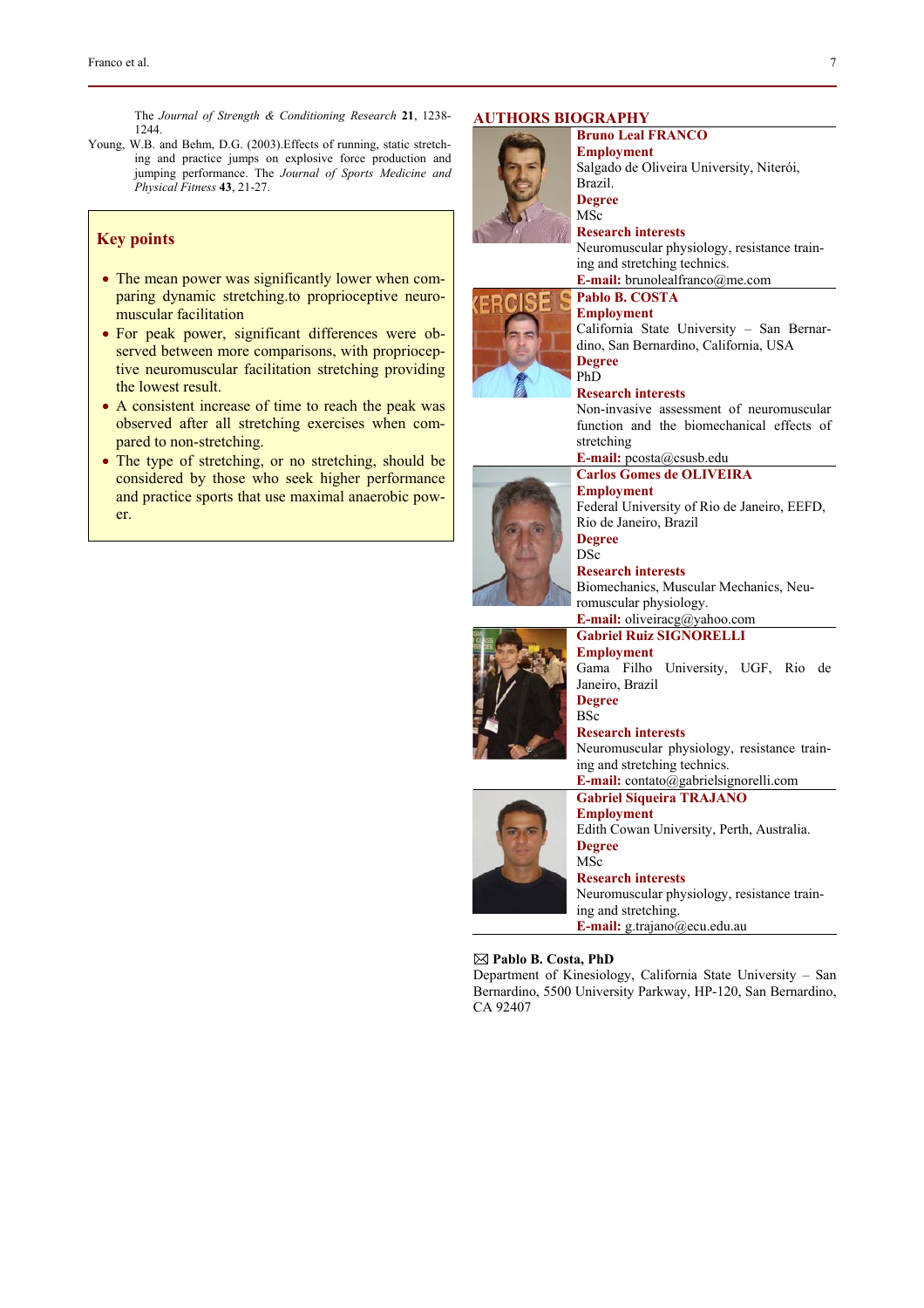The *Journal of Strength & Conditioning Research* **21**, 1238-1244.

Young, W.B. and Behm, D.G. (2003).Effects of running, static stretching and practice jumps on explosive force production and jumping performance. The *Journal of Sports Medicine and Physical Fitness* **43**, 21-27.

## Key points

- The mean power was significantly lower when comparing dynamic stretching.to proprioceptive neuromuscular facilitation
- For peak power, significant differences were observed between more comparisons, with proprioceptive neuromuscular facilitation stretching providing the lowest result.
- A consistent increase of time to reach the peak was observed after all stretching exercises when compared to non-stretching.
- The type of stretching, or no stretching, should be considered by those who seek higher performance and practice sports that use maximal anaerobic power.

## AUTHORS BIOGRAPHY

**Bruno Leal FRANCO**
**Employment**
Salgado de Oliveira University, Niterói, Brazil.
**Degree**
MSc
**Research interests**
Neuromuscular physiology, resistance training and stretching technics.
**E-mail:** brunolealfranco@me.com

**Pablo B. COSTA**
**Employment**
California State University – San Bernardino, San Bernardino, California, USA
**Degree**
PhD
**Research interests**
Non-invasive assessment of neuromuscular function and the biomechanical effects of stretching
**E-mail:** pcosta@csusb.edu

**Carlos Gomes de OLIVEIRA**
**Employment**
Federal University of Rio de Janeiro, EEFD, Rio de Janeiro, Brazil
**Degree**
DSc
**Research interests**
Biomechanics, Muscular Mechanics, Neuromuscular physiology.
**E-mail:** oliveiracg@yahoo.com

**Gabriel Ruiz SIGNORELLI**
**Employment**
Gama Filho University, UGF, Rio de Janeiro, Brazil
**Degree**
BSc
**Research interests**
Neuromuscular physiology, resistance training and stretching technics.
**E-mail:** contato@gabrielsignorelli.com

**Gabriel Siqueira TRAJANO**
**Employment**
Edith Cowan University, Perth, Australia.
**Degree**
MSc
**Research interests**
Neuromuscular physiology, resistance training and stretching.
**E-mail:** g.trajano@ecu.edu.au

✉ **Pablo B. Costa, PhD**
Department of Kinesiology, California State University – San Bernardino, 5500 University Parkway, HP-120, San Bernardino, CA 92407